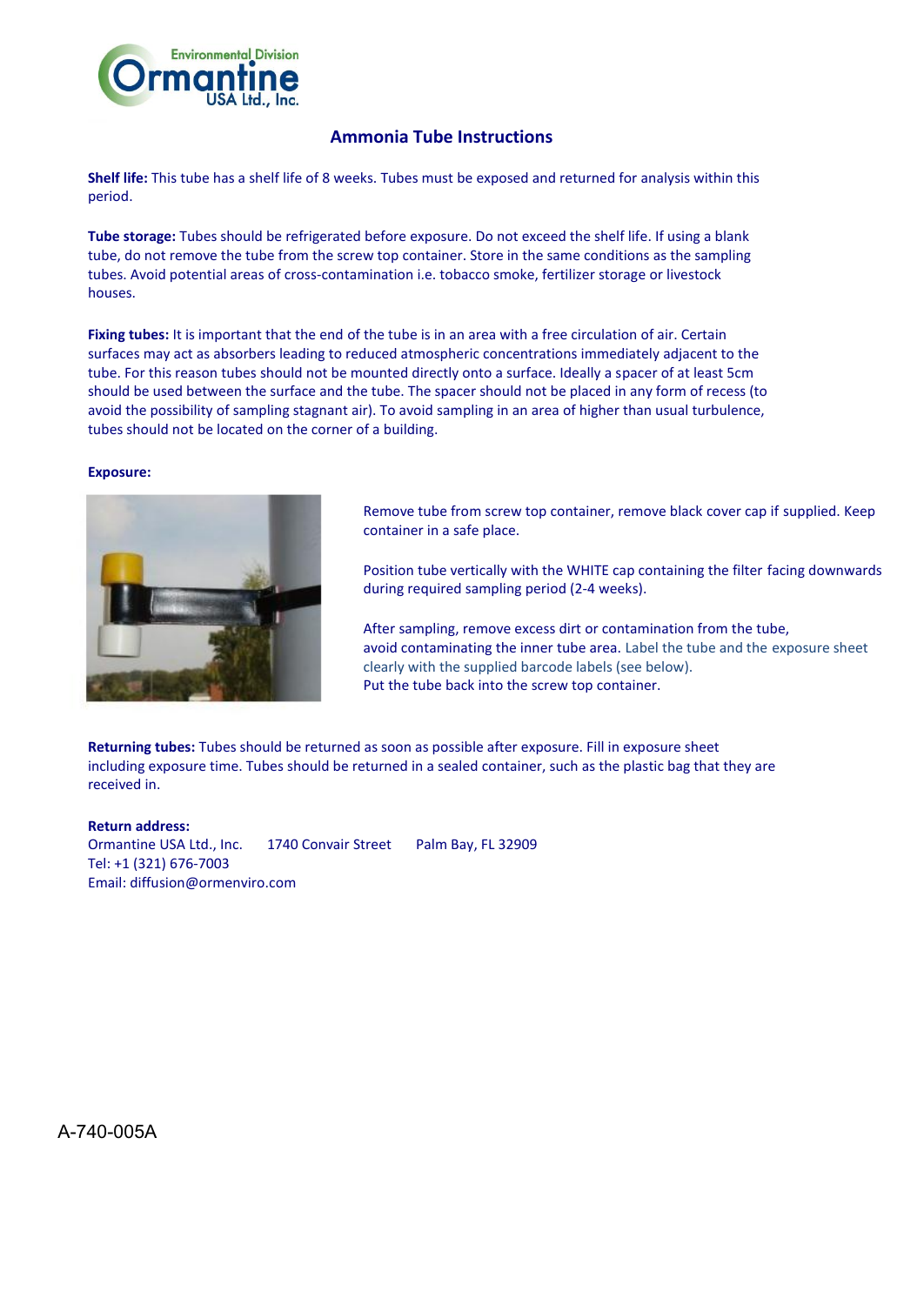Environmental Division
Ormantine
USA Ltd., Inc.

# Ammonia Tube Instructions

**Shelf life:** This tube has a shelf life of 8 weeks. Tubes must be exposed and returned for analysis within this period.

**Tube storage:** Tubes should be refrigerated before exposure. Do not exceed the shelf life. If using a blank tube, do not remove the tube from the screw top container. Store in the same conditions as the sampling tubes. Avoid potential areas of cross-contamination i.e. tobacco smoke, fertilizer storage or livestock houses.

**Fixing tubes:** It is important that the end of the tube is in an area with a free circulation of air. Certain surfaces may act as absorbers leading to reduced atmospheric concentrations immediately adjacent to the tube. For this reason tubes should not be mounted directly onto a surface. Ideally a spacer of at least 5cm should be used between the surface and the tube. The spacer should not be placed in any form of recess (to avoid the possibility of sampling stagnant air). To avoid sampling in an area of higher than usual turbulence, tubes should not be located on the corner of a building.

**Exposure:**

Remove tube from screw top container, remove black cover cap if supplied. Keep container in a safe place.

Position tube vertically with the WHITE cap containing the filter facing downwards during required sampling period (2-4 weeks).

After sampling, remove excess dirt or contamination from the tube, avoid contaminating the inner tube area. Label the tube and the exposure sheet clearly with the supplied barcode labels (see below).
Put the tube back into the screw top container.

**Returning tubes:** Tubes should be returned as soon as possible after exposure. Fill in exposure sheet including exposure time. Tubes should be returned in a sealed container, such as the plastic bag that they are received in.

**Return address:**
Ormantine USA Ltd., Inc. 1740 Convair Street Palm Bay, FL 32909
Tel: +1 (321) 676-7003
Email: diffusion@ormenviro.com

A-740-005A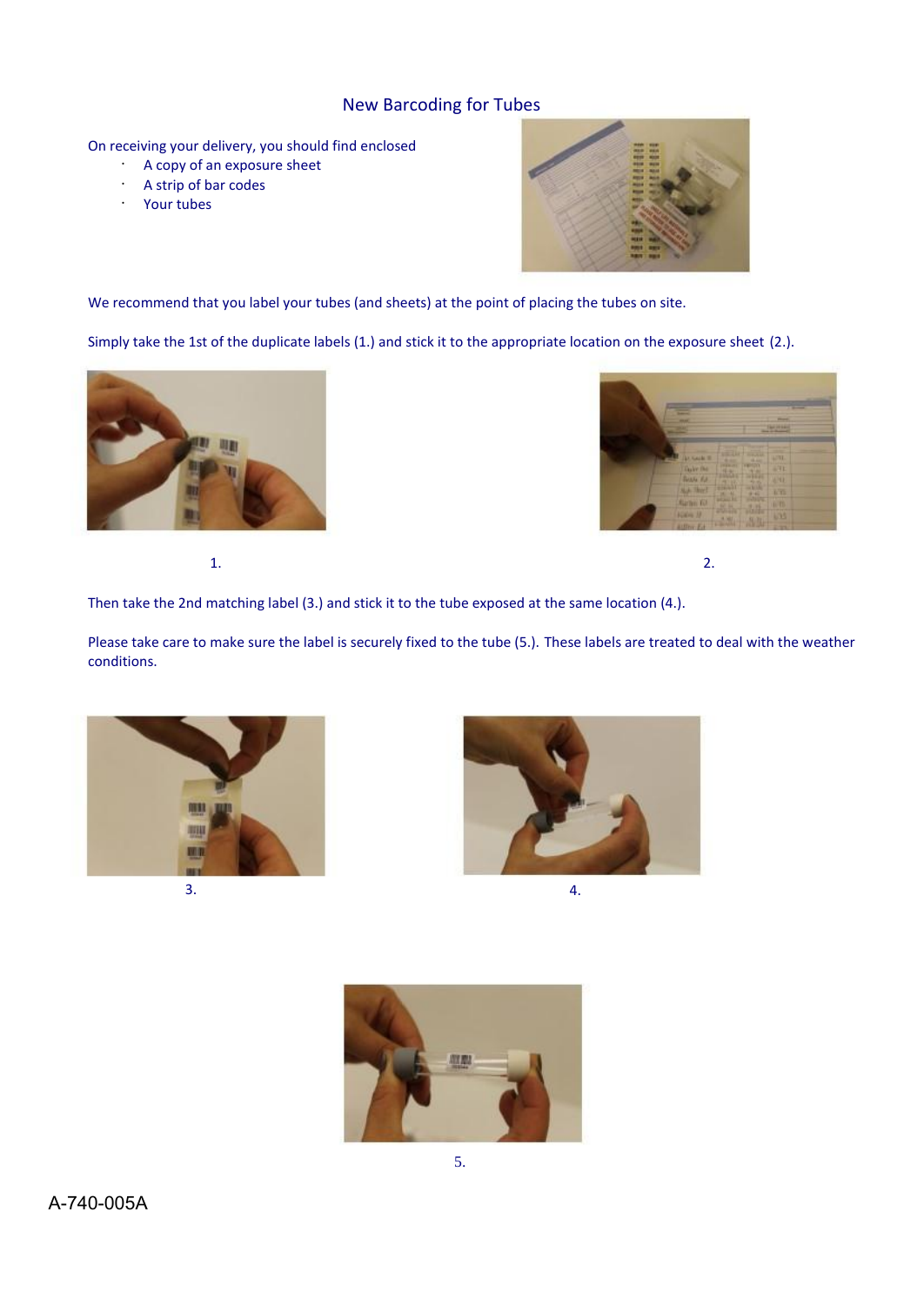# New Barcoding for Tubes

On receiving your delivery, you should find enclosed

- A copy of an exposure sheet
- A strip of bar codes
- Your tubes

We recommend that you label your tubes (and sheets) at the point of placing the tubes on site.

Simply take the 1st of the duplicate labels (1.) and stick it to the appropriate location on the exposure sheet (2.).

1.

2.

Then take the 2nd matching label (3.) and stick it to the tube exposed at the same location (4.).

Please take care to make sure the label is securely fixed to the tube (5.). These labels are treated to deal with the weather conditions.

3.

4.

5.

A-740-005A